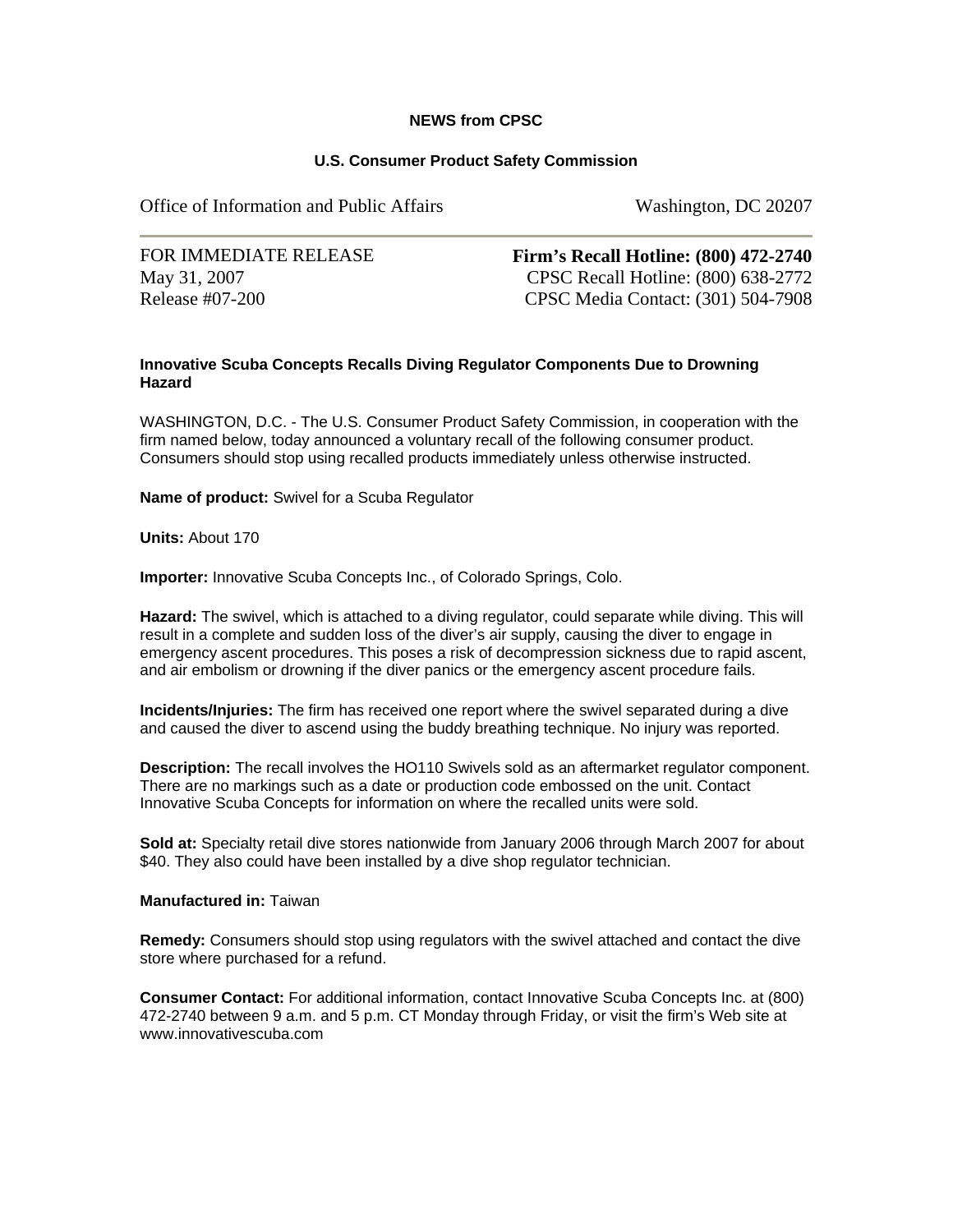**NEWS from CPSC**

**U.S. Consumer Product Safety Commission**

Office of Information and Public Affairs — Washington, DC 20207

---

FOR IMMEDIATE RELEASE
May 31, 2007
Release #07-200

**Firm's Recall Hotline: (800) 472-2740**
CPSC Recall Hotline: (800) 638-2772
CPSC Media Contact: (301) 504-7908

## Innovative Scuba Concepts Recalls Diving Regulator Components Due to Drowning Hazard

WASHINGTON, D.C. - The U.S. Consumer Product Safety Commission, in cooperation with the firm named below, today announced a voluntary recall of the following consumer product. Consumers should stop using recalled products immediately unless otherwise instructed.

**Name of product:** Swivel for a Scuba Regulator

**Units:** About 170

**Importer:** Innovative Scuba Concepts Inc., of Colorado Springs, Colo.

**Hazard:** The swivel, which is attached to a diving regulator, could separate while diving. This will result in a complete and sudden loss of the diver's air supply, causing the diver to engage in emergency ascent procedures. This poses a risk of decompression sickness due to rapid ascent, and air embolism or drowning if the diver panics or the emergency ascent procedure fails.

**Incidents/Injuries:** The firm has received one report where the swivel separated during a dive and caused the diver to ascend using the buddy breathing technique. No injury was reported.

**Description:** The recall involves the HO110 Swivels sold as an aftermarket regulator component. There are no markings such as a date or production code embossed on the unit. Contact Innovative Scuba Concepts for information on where the recalled units were sold.

**Sold at:** Specialty retail dive stores nationwide from January 2006 through March 2007 for about $40. They also could have been installed by a dive shop regulator technician.

**Manufactured in:** Taiwan

**Remedy:** Consumers should stop using regulators with the swivel attached and contact the dive store where purchased for a refund.

**Consumer Contact:** For additional information, contact Innovative Scuba Concepts Inc. at (800) 472-2740 between 9 a.m. and 5 p.m. CT Monday through Friday, or visit the firm's Web site at www.innovativescuba.com